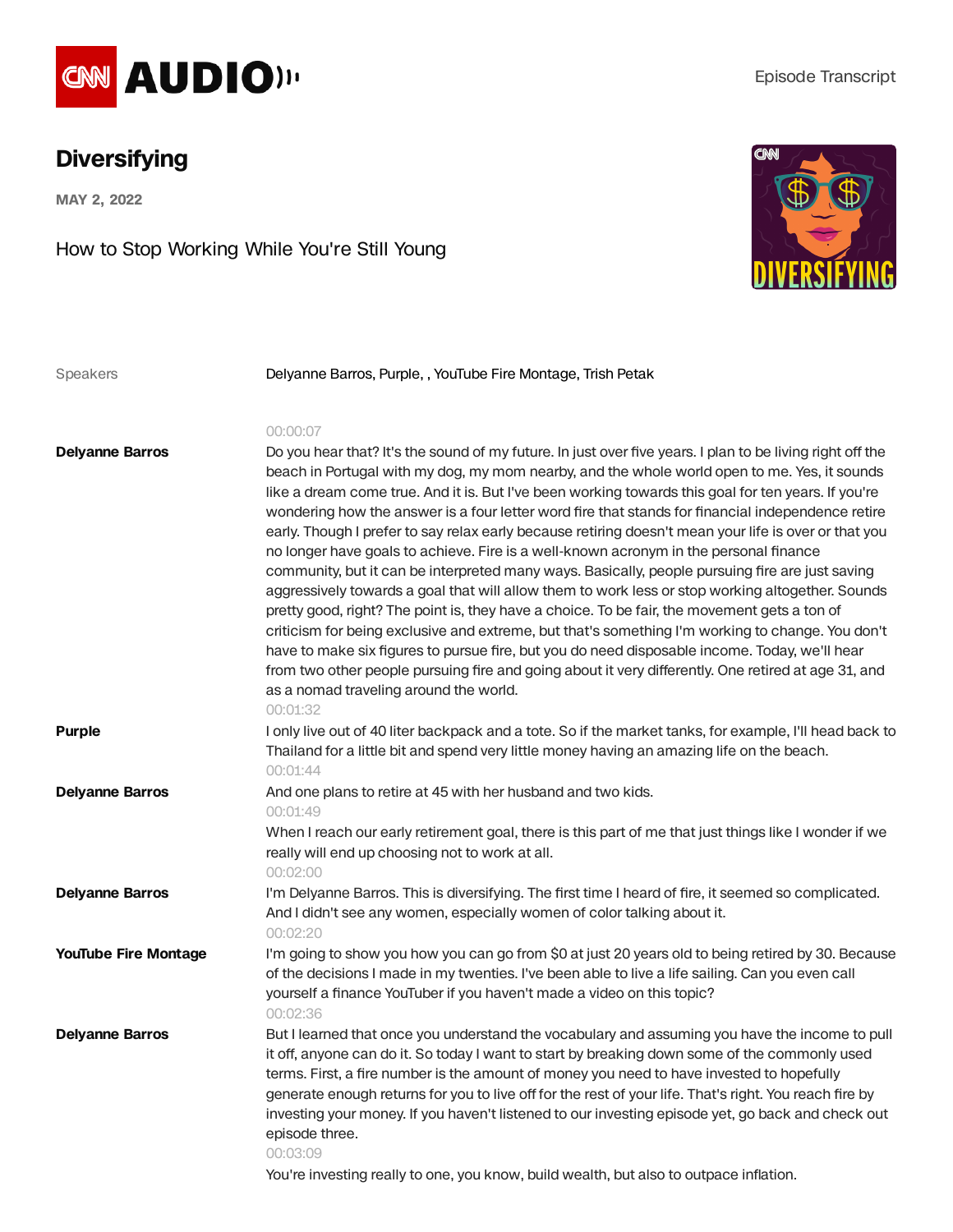CNN AUDIO

Episode Transcript

# Diversifying

**MAY 2, 2022**

## How to Stop Working While You're Still Young

Speakers: Delyanne Barros, Purple, , YouTube Fire Montage, Trish Petak

00:00:07

**Delyanne Barros**

Do you hear that? It's the sound of my future. In just over five years. I plan to be living right off the beach in Portugal with my dog, my mom nearby, and the whole world open to me. Yes, it sounds like a dream come true. And it is. But I've been working towards this goal for ten years. If you're wondering how the answer is a four letter word fire that stands for financial independence retire early. Though I prefer to say relax early because retiring doesn't mean your life is over or that you no longer have goals to achieve. Fire is a well-known acronym in the personal finance community, but it can be interpreted many ways. Basically, people pursuing fire are just saving aggressively towards a goal that will allow them to work less or stop working altogether. Sounds pretty good, right? The point is, they have a choice. To be fair, the movement gets a ton of criticism for being exclusive and extreme, but that's something I'm working to change. You don't have to make six figures to pursue fire, but you do need disposable income. Today, we'll hear from two other people pursuing fire and going about it very differently. One retired at age 31, and as a nomad traveling around the world.

00:01:32

**Purple**

I only live out of 40 liter backpack and a tote. So if the market tanks, for example, I'll head back to Thailand for a little bit and spend very little money having an amazing life on the beach.

00:01:44

**Delyanne Barros**

And one plans to retire at 45 with her husband and two kids.

00:01:49

When I reach our early retirement goal, there is this part of me that just things like I wonder if we really will end up choosing not to work at all.

00:02:00

**Delyanne Barros**

I'm Delyanne Barros. This is diversifying. The first time I heard of fire, it seemed so complicated. And I didn't see any women, especially women of color talking about it.

00:02:20

**YouTube Fire Montage**

I'm going to show you how you can go from $0 at just 20 years old to being retired by 30. Because of the decisions I made in my twenties. I've been able to live a life sailing. Can you even call yourself a finance YouTuber if you haven't made a video on this topic?

00:02:36

**Delyanne Barros**

But I learned that once you understand the vocabulary and assuming you have the income to pull it off, anyone can do it. So today I want to start by breaking down some of the commonly used terms. First, a fire number is the amount of money you need to have invested to hopefully generate enough returns for you to live off for the rest of your life. That's right. You reach fire by investing your money. If you haven't listened to our investing episode yet, go back and check out episode three.

00:03:09

You're investing really to one, you know, build wealth, but also to outpace inflation.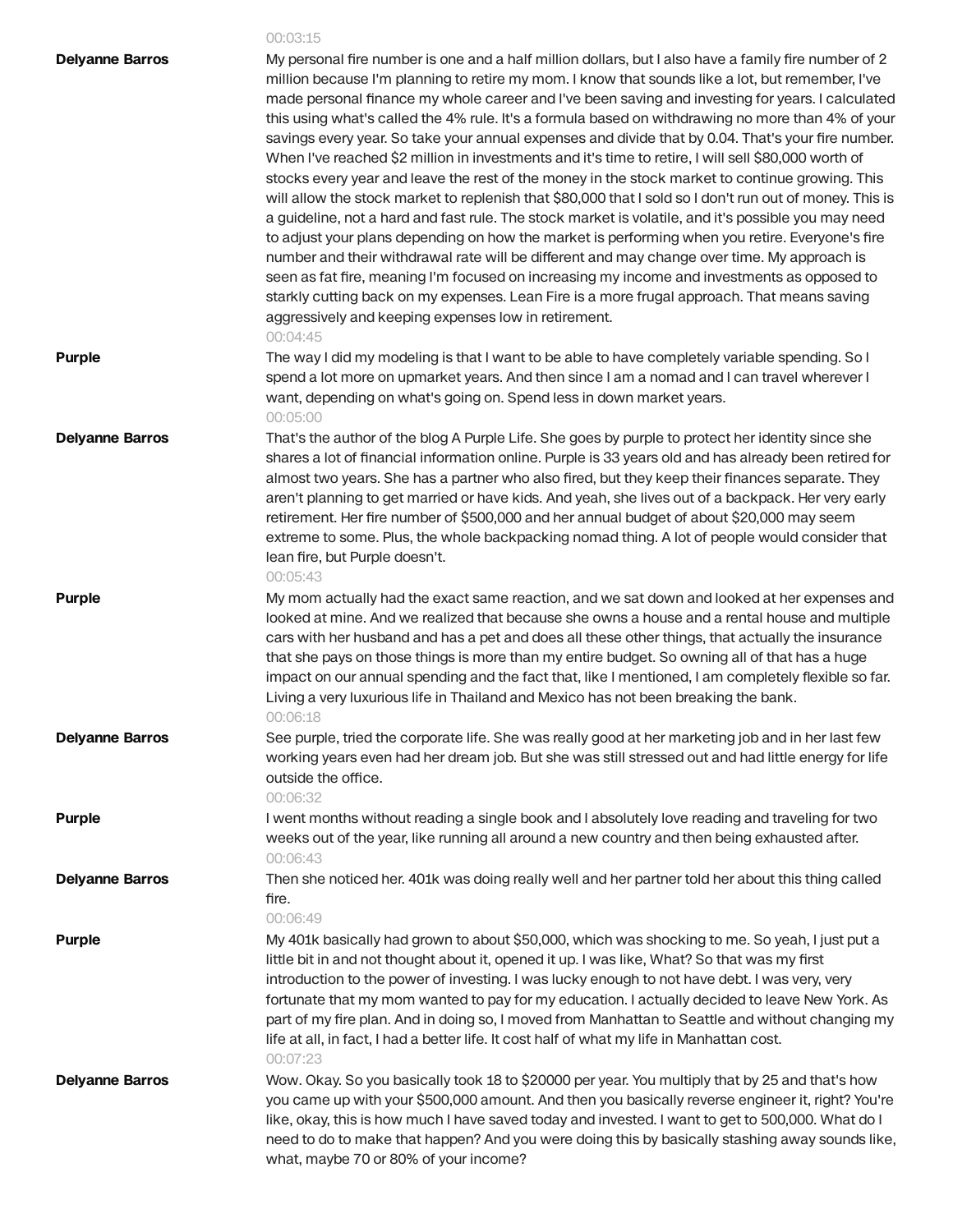00:03:15

**Delyanne Barros**

My personal fire number is one and a half million dollars, but I also have a family fire number of 2 million because I'm planning to retire my mom. I know that sounds like a lot, but remember, I've made personal finance my whole career and I've been saving and investing for years. I calculated this using what's called the 4% rule. It's a formula based on withdrawing no more than 4% of your savings every year. So take your annual expenses and divide that by 0.04. That's your fire number. When I've reached $2 million in investments and it's time to retire, I will sell $80,000 worth of stocks every year and leave the rest of the money in the stock market to continue growing. This will allow the stock market to replenish that $80,000 that I sold so I don't run out of money. This is a guideline, not a hard and fast rule. The stock market is volatile, and it's possible you may need to adjust your plans depending on how the market is performing when you retire. Everyone's fire number and their withdrawal rate will be different and may change over time. My approach is seen as fat fire, meaning I'm focused on increasing my income and investments as opposed to starkly cutting back on my expenses. Lean Fire is a more frugal approach. That means saving aggressively and keeping expenses low in retirement.

00:04:45

**Purple**

The way I did my modeling is that I want to be able to have completely variable spending. So I spend a lot more on upmarket years. And then since I am a nomad and I can travel wherever I want, depending on what's going on. Spend less in down market years.

00:05:00

**Delyanne Barros**

That's the author of the blog A Purple Life. She goes by purple to protect her identity since she shares a lot of financial information online. Purple is 33 years old and has already been retired for almost two years. She has a partner who also fired, but they keep their finances separate. They aren't planning to get married or have kids. And yeah, she lives out of a backpack. Her very early retirement. Her fire number of $500,000 and her annual budget of about $20,000 may seem extreme to some. Plus, the whole backpacking nomad thing. A lot of people would consider that lean fire, but Purple doesn't.

00:05:43

**Purple**

My mom actually had the exact same reaction, and we sat down and looked at her expenses and looked at mine. And we realized that because she owns a house and a rental house and multiple cars with her husband and has a pet and does all these other things, that actually the insurance that she pays on those things is more than my entire budget. So owning all of that has a huge impact on our annual spending and the fact that, like I mentioned, I am completely flexible so far. Living a very luxurious life in Thailand and Mexico has not been breaking the bank.

00:06:18

**Delyanne Barros**

See purple, tried the corporate life. She was really good at her marketing job and in her last few working years even had her dream job. But she was still stressed out and had little energy for life outside the office.

00:06:32

**Purple**

I went months without reading a single book and I absolutely love reading and traveling for two weeks out of the year, like running all around a new country and then being exhausted after.

00:06:43

**Delyanne Barros**

Then she noticed her. 401k was doing really well and her partner told her about this thing called fire.

00:06:49

**Purple**

My 401k basically had grown to about $50,000, which was shocking to me. So yeah, I just put a little bit in and not thought about it, opened it up. I was like, What? So that was my first introduction to the power of investing. I was lucky enough to not have debt. I was very, very fortunate that my mom wanted to pay for my education. I actually decided to leave New York. As part of my fire plan. And in doing so, I moved from Manhattan to Seattle and without changing my life at all, in fact, I had a better life. It cost half of what my life in Manhattan cost.

00:07:23

**Delyanne Barros**

Wow. Okay. So you basically took 18 to $20000 per year. You multiply that by 25 and that's how you came up with your $500,000 amount. And then you basically reverse engineer it, right? You're like, okay, this is how much I have saved today and invested. I want to get to 500,000. What do I need to do to make that happen? And you were doing this by basically stashing away sounds like, what, maybe 70 or 80% of your income?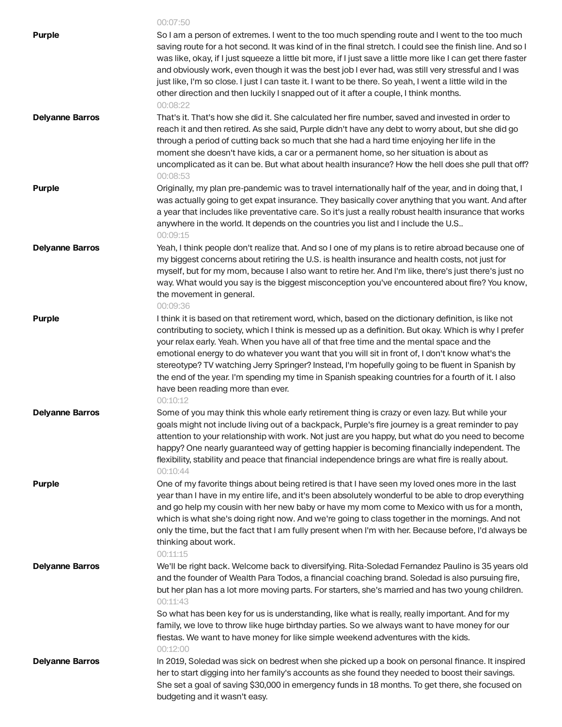00:07:50

**Purple**

So I am a person of extremes. I went to the too much spending route and I went to the too much saving route for a hot second. It was kind of in the final stretch. I could see the finish line. And so I was like, okay, if I just squeeze a little bit more, if I just save a little more like I can get there faster and obviously work, even though it was the best job I ever had, was still very stressful and I was just like, I'm so close. I just I can taste it. I want to be there. So yeah, I went a little wild in the other direction and then luckily I snapped out of it after a couple, I think months.

00:08:22

**Delyanne Barros**

That's it. That's how she did it. She calculated her fire number, saved and invested in order to reach it and then retired. As she said, Purple didn't have any debt to worry about, but she did go through a period of cutting back so much that she had a hard time enjoying her life in the moment she doesn't have kids, a car or a permanent home, so her situation is about as uncomplicated as it can be. But what about health insurance? How the hell does she pull that off?

00:08:53

**Purple**

Originally, my plan pre-pandemic was to travel internationally half of the year, and in doing that, I was actually going to get expat insurance. They basically cover anything that you want. And after a year that includes like preventative care. So it's just a really robust health insurance that works anywhere in the world. It depends on the countries you list and I include the U.S..

00:09:15

**Delyanne Barros**

Yeah, I think people don't realize that. And so I one of my plans is to retire abroad because one of my biggest concerns about retiring the U.S. is health insurance and health costs, not just for myself, but for my mom, because I also want to retire her. And I'm like, there's just there's just no way. What would you say is the biggest misconception you've encountered about fire? You know, the movement in general.

00:09:36

**Purple**

I think it is based on that retirement word, which, based on the dictionary definition, is like not contributing to society, which I think is messed up as a definition. But okay. Which is why I prefer your relax early. Yeah. When you have all of that free time and the mental space and the emotional energy to do whatever you want that you will sit in front of, I don't know what's the stereotype? TV watching Jerry Springer? Instead, I'm hopefully going to be fluent in Spanish by the end of the year. I'm spending my time in Spanish speaking countries for a fourth of it. I also have been reading more than ever.

00:10:12

**Delyanne Barros**

Some of you may think this whole early retirement thing is crazy or even lazy. But while your goals might not include living out of a backpack, Purple's fire journey is a great reminder to pay attention to your relationship with work. Not just are you happy, but what do you need to become happy? One nearly guaranteed way of getting happier is becoming financially independent. The flexibility, stability and peace that financial independence brings are what fire is really about.

00:10:44

**Purple**

One of my favorite things about being retired is that I have seen my loved ones more in the last year than I have in my entire life, and it's been absolutely wonderful to be able to drop everything and go help my cousin with her new baby or have my mom come to Mexico with us for a month, which is what she's doing right now. And we're going to class together in the mornings. And not only the time, but the fact that I am fully present when I'm with her. Because before, I'd always be thinking about work.

00:11:15

**Delyanne Barros**

We'll be right back. Welcome back to diversifying. Rita-Soledad Fernandez Paulino is 35 years old and the founder of Wealth Para Todos, a financial coaching brand. Soledad is also pursuing fire, but her plan has a lot more moving parts. For starters, she's married and has two young children.

00:11:43

So what has been key for us is understanding, like what is really, really important. And for my family, we love to throw like huge birthday parties. So we always want to have money for our fiestas. We want to have money for like simple weekend adventures with the kids.

00:12:00

**Delyanne Barros**

In 2019, Soledad was sick on bedrest when she picked up a book on personal finance. It inspired her to start digging into her family's accounts as she found they needed to boost their savings. She set a goal of saving $30,000 in emergency funds in 18 months. To get there, she focused on budgeting and it wasn't easy.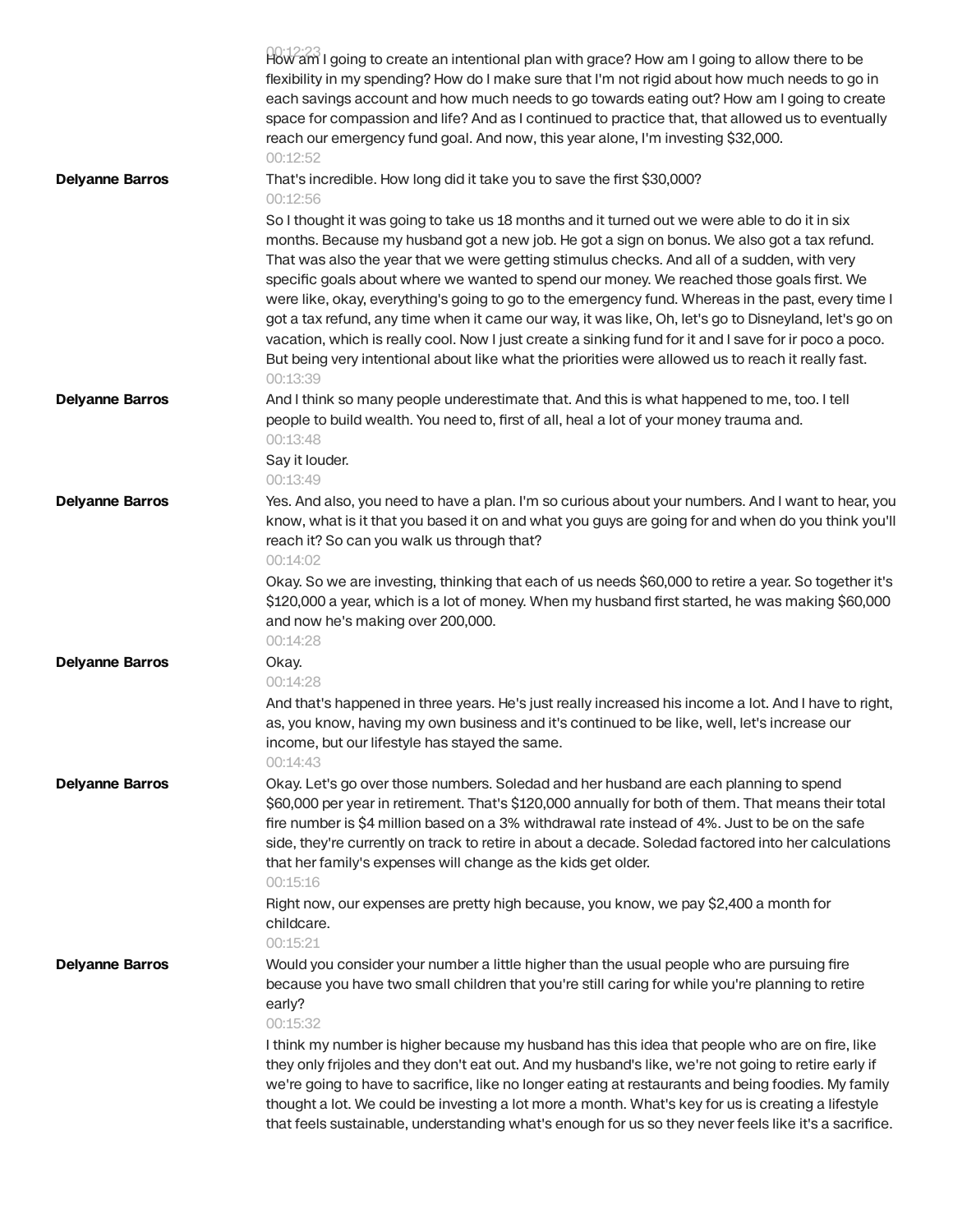00:12:23

How am I going to create an intentional plan with grace? How am I going to allow there to be flexibility in my spending? How do I make sure that I'm not rigid about how much needs to go in each savings account and how much needs to go towards eating out? How am I going to create space for compassion and life? And as I continued to practice that, that allowed us to eventually reach our emergency fund goal. And now, this year alone, I'm investing $32,000.

00:12:52

**Delyanne Barros**

That's incredible. How long did it take you to save the first $30,000?

00:12:56

So I thought it was going to take us 18 months and it turned out we were able to do it in six months. Because my husband got a new job. He got a sign on bonus. We also got a tax refund. That was also the year that we were getting stimulus checks. And all of a sudden, with very specific goals about where we wanted to spend our money. We reached those goals first. We were like, okay, everything's going to go to the emergency fund. Whereas in the past, every time I got a tax refund, any time when it came our way, it was like, Oh, let's go to Disneyland, let's go on vacation, which is really cool. Now I just create a sinking fund for it and I save for ir poco a poco. But being very intentional about like what the priorities were allowed us to reach it really fast.

00:13:39

**Delyanne Barros**

And I think so many people underestimate that. And this is what happened to me, too. I tell people to build wealth. You need to, first of all, heal a lot of your money trauma and.

00:13:48

Say it louder.

00:13:49

**Delyanne Barros**

Yes. And also, you need to have a plan. I'm so curious about your numbers. And I want to hear, you know, what is it that you based it on and what you guys are going for and when do you think you'll reach it? So can you walk us through that?

00:14:02

Okay. So we are investing, thinking that each of us needs $60,000 to retire a year. So together it's $120,000 a year, which is a lot of money. When my husband first started, he was making $60,000 and now he's making over 200,000.

00:14:28

**Delyanne Barros**

Okay.

00:14:28

And that's happened in three years. He's just really increased his income a lot. And I have to right, as, you know, having my own business and it's continued to be like, well, let's increase our income, but our lifestyle has stayed the same.

00:14:43

**Delyanne Barros**

Okay. Let's go over those numbers. Soledad and her husband are each planning to spend $60,000 per year in retirement. That's $120,000 annually for both of them. That means their total fire number is $4 million based on a 3% withdrawal rate instead of 4%. Just to be on the safe side, they're currently on track to retire in about a decade. Soledad factored into her calculations that her family's expenses will change as the kids get older.

00:15:16

Right now, our expenses are pretty high because, you know, we pay $2,400 a month for childcare.

00:15:21

**Delyanne Barros**

Would you consider your number a little higher than the usual people who are pursuing fire because you have two small children that you're still caring for while you're planning to retire early?

00:15:32

I think my number is higher because my husband has this idea that people who are on fire, like they only frijoles and they don't eat out. And my husband's like, we're not going to retire early if we're going to have to sacrifice, like no longer eating at restaurants and being foodies. My family thought a lot. We could be investing a lot more a month. What's key for us is creating a lifestyle that feels sustainable, understanding what's enough for us so they never feels like it's a sacrifice.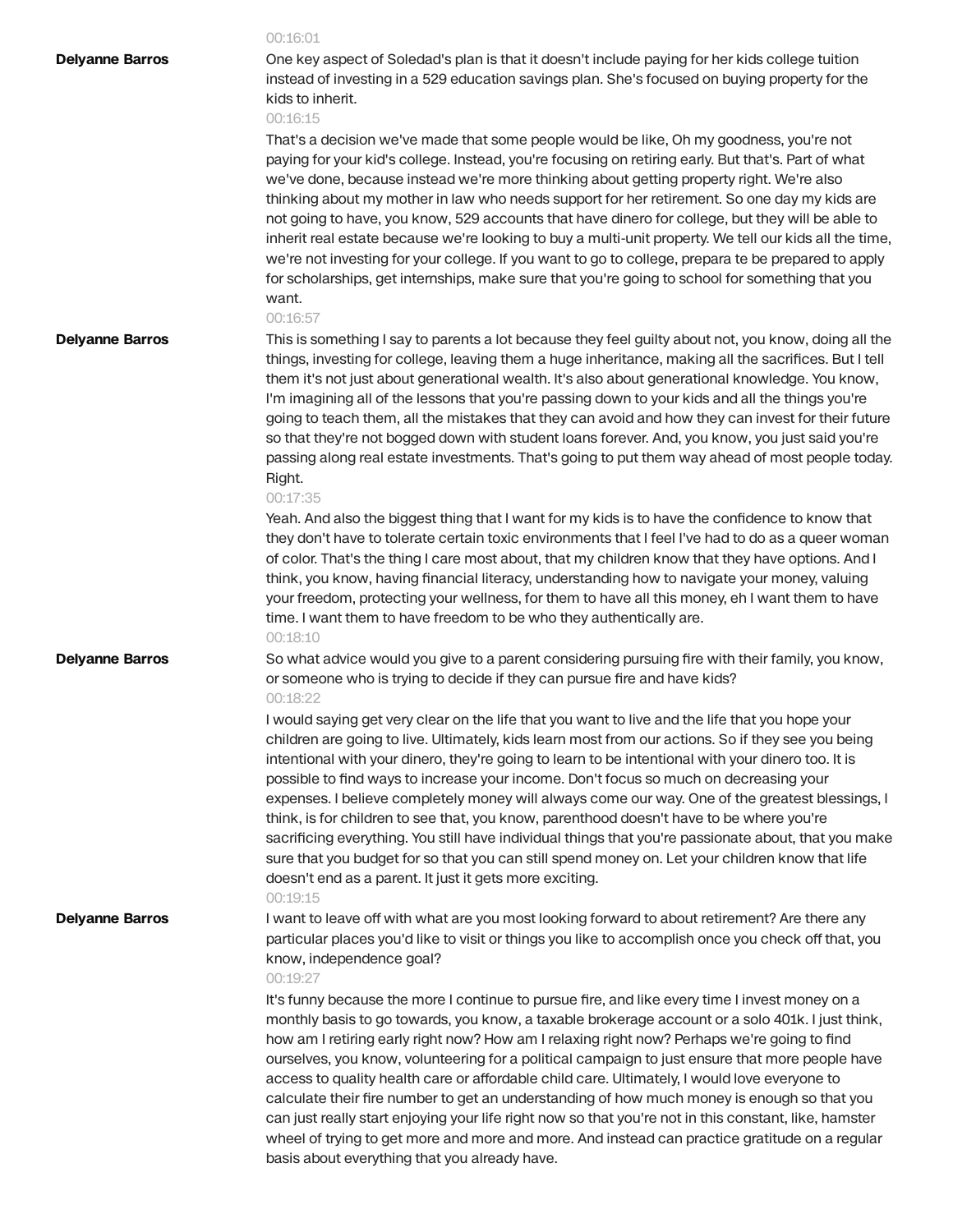00:16:01

**Delyanne Barros** One key aspect of Soledad's plan is that it doesn't include paying for her kids college tuition instead of investing in a 529 education savings plan. She's focused on buying property for the kids to inherit.

00:16:15

That's a decision we've made that some people would be like, Oh my goodness, you're not paying for your kid's college. Instead, you're focusing on retiring early. But that's. Part of what we've done, because instead we're more thinking about getting property right. We're also thinking about my mother in law who needs support for her retirement. So one day my kids are not going to have, you know, 529 accounts that have dinero for college, but they will be able to inherit real estate because we're looking to buy a multi-unit property. We tell our kids all the time, we're not investing for your college. If you want to go to college, prepara te be prepared to apply for scholarships, get internships, make sure that you're going to school for something that you want.

00:16:57

**Delyanne Barros** This is something I say to parents a lot because they feel guilty about not, you know, doing all the things, investing for college, leaving them a huge inheritance, making all the sacrifices. But I tell them it's not just about generational wealth. It's also about generational knowledge. You know, I'm imagining all of the lessons that you're passing down to your kids and all the things you're going to teach them, all the mistakes that they can avoid and how they can invest for their future so that they're not bogged down with student loans forever. And, you know, you just said you're passing along real estate investments. That's going to put them way ahead of most people today. Right.

00:17:35

Yeah. And also the biggest thing that I want for my kids is to have the confidence to know that they don't have to tolerate certain toxic environments that I feel I've had to do as a queer woman of color. That's the thing I care most about, that my children know that they have options. And I think, you know, having financial literacy, understanding how to navigate your money, valuing your freedom, protecting your wellness, for them to have all this money, eh I want them to have time. I want them to have freedom to be who they authentically are.

00:18:10

**Delyanne Barros** So what advice would you give to a parent considering pursuing fire with their family, you know, or someone who is trying to decide if they can pursue fire and have kids?

00:18:22

I would saying get very clear on the life that you want to live and the life that you hope your children are going to live. Ultimately, kids learn most from our actions. So if they see you being intentional with your dinero, they're going to learn to be intentional with your dinero too. It is possible to find ways to increase your income. Don't focus so much on decreasing your expenses. I believe completely money will always come our way. One of the greatest blessings, I think, is for children to see that, you know, parenthood doesn't have to be where you're sacrificing everything. You still have individual things that you're passionate about, that you make sure that you budget for so that you can still spend money on. Let your children know that life doesn't end as a parent. It just it gets more exciting.

00:19:15

**Delyanne Barros** I want to leave off with what are you most looking forward to about retirement? Are there any particular places you'd like to visit or things you like to accomplish once you check off that, you know, independence goal?

00:19:27

It's funny because the more I continue to pursue fire, and like every time I invest money on a monthly basis to go towards, you know, a taxable brokerage account or a solo 401k. I just think, how am I retiring early right now? How am I relaxing right now? Perhaps we're going to find ourselves, you know, volunteering for a political campaign to just ensure that more people have access to quality health care or affordable child care. Ultimately, I would love everyone to calculate their fire number to get an understanding of how much money is enough so that you can just really start enjoying your life right now so that you're not in this constant, like, hamster wheel of trying to get more and more and more. And instead can practice gratitude on a regular basis about everything that you already have.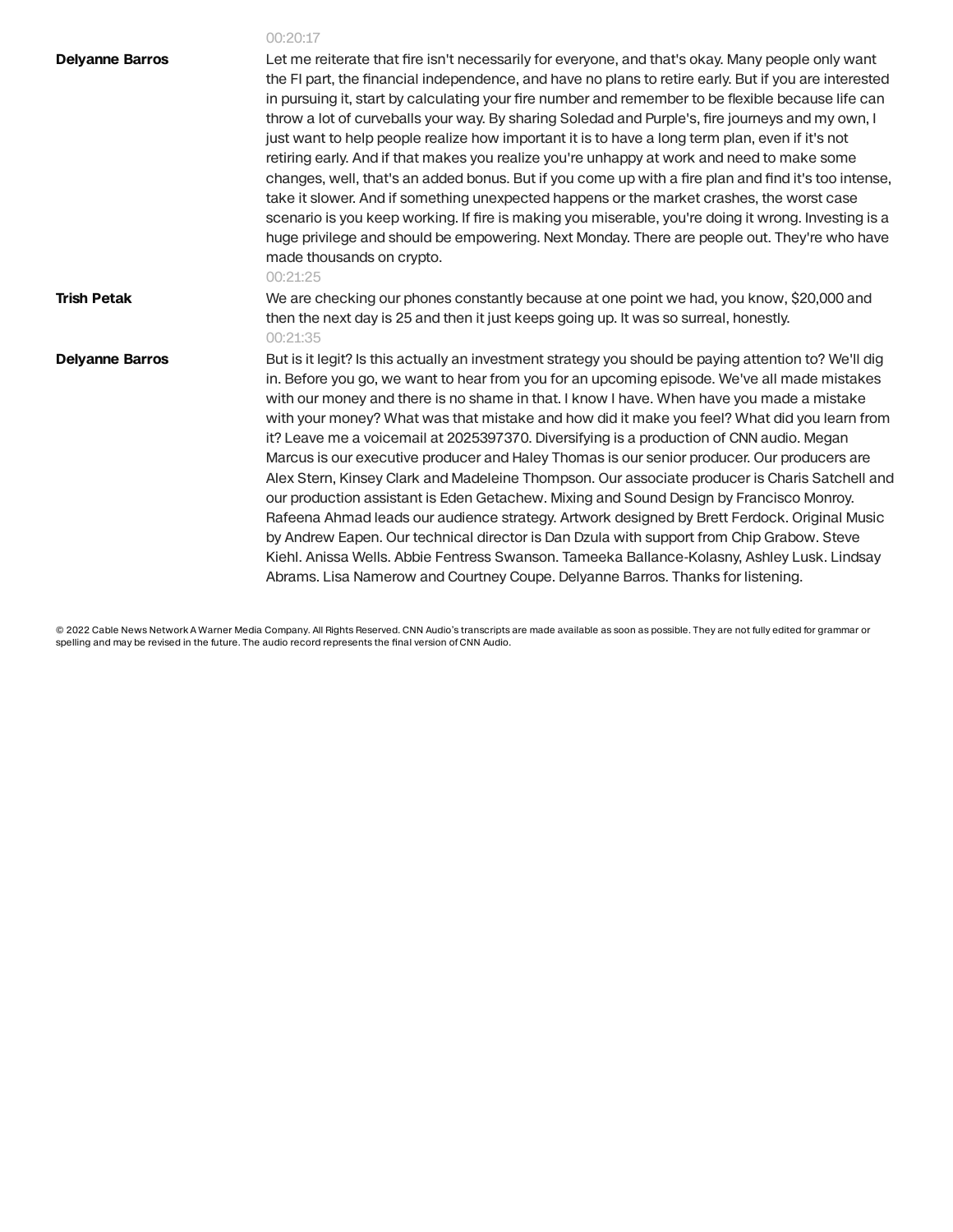00:20:17

**Delyanne Barros**

Let me reiterate that fire isn't necessarily for everyone, and that's okay. Many people only want the FI part, the financial independence, and have no plans to retire early. But if you are interested in pursuing it, start by calculating your fire number and remember to be flexible because life can throw a lot of curveballs your way. By sharing Soledad and Purple's, fire journeys and my own, I just want to help people realize how important it is to have a long term plan, even if it's not retiring early. And if that makes you realize you're unhappy at work and need to make some changes, well, that's an added bonus. But if you come up with a fire plan and find it's too intense, take it slower. And if something unexpected happens or the market crashes, the worst case scenario is you keep working. If fire is making you miserable, you're doing it wrong. Investing is a huge privilege and should be empowering. Next Monday. There are people out. They're who have made thousands on crypto.

00:21:25

**Trish Petak**

We are checking our phones constantly because at one point we had, you know, $20,000 and then the next day is 25 and then it just keeps going up. It was so surreal, honestly.

00:21:35

**Delyanne Barros**

But is it legit? Is this actually an investment strategy you should be paying attention to? We'll dig in. Before you go, we want to hear from you for an upcoming episode. We've all made mistakes with our money and there is no shame in that. I know I have. When have you made a mistake with your money? What was that mistake and how did it make you feel? What did you learn from it? Leave me a voicemail at 2025397370. Diversifying is a production of CNN audio. Megan Marcus is our executive producer and Haley Thomas is our senior producer. Our producers are Alex Stern, Kinsey Clark and Madeleine Thompson. Our associate producer is Charis Satchell and our production assistant is Eden Getachew. Mixing and Sound Design by Francisco Monroy. Rafeena Ahmad leads our audience strategy. Artwork designed by Brett Ferdock. Original Music by Andrew Eapen. Our technical director is Dan Dzula with support from Chip Grabow. Steve Kiehl. Anissa Wells. Abbie Fentress Swanson. Tameeka Ballance-Kolasny, Ashley Lusk. Lindsay Abrams. Lisa Namerow and Courtney Coupe. Delyanne Barros. Thanks for listening.

© 2022 Cable News Network A Warner Media Company. All Rights Reserved. CNN Audio's transcripts are made available as soon as possible. They are not fully edited for grammar or spelling and may be revised in the future. The audio record represents the final version of CNN Audio.